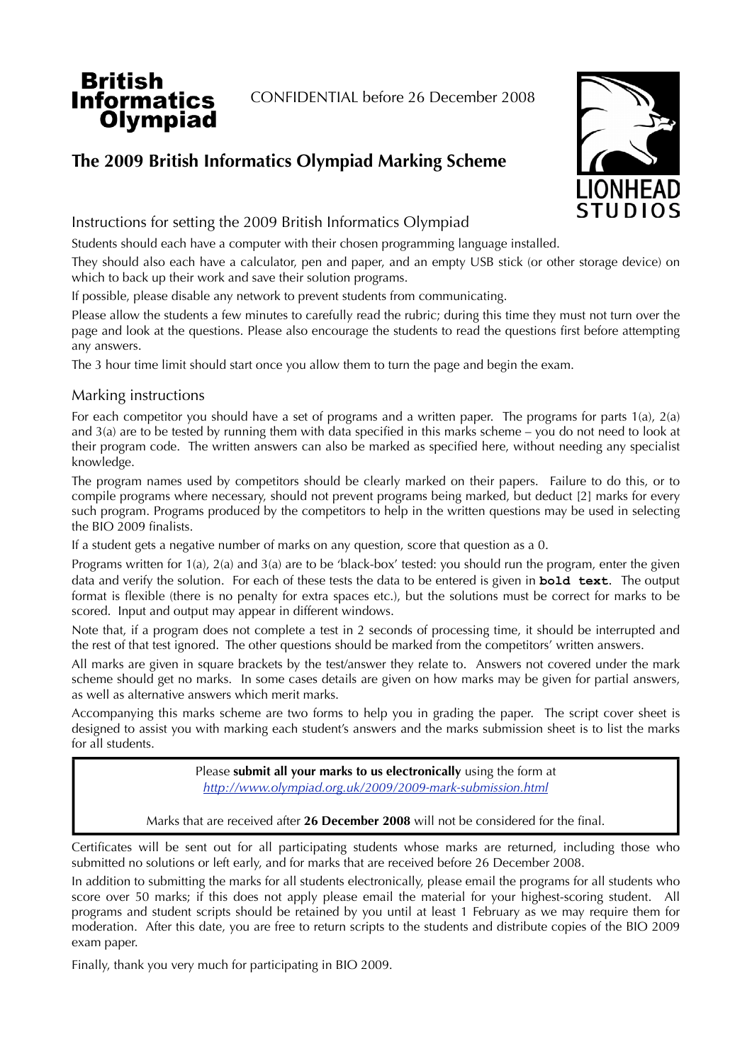**British Informatics Olympiad**

CONFIDENTIAL before 26 December 2008

# The 2009 British Informatics Olympiad Marking Scheme

LIONHEAD STUDIOS

## Instructions for setting the 2009 British Informatics Olympiad

Students should each have a computer with their chosen programming language installed.

They should also each have a calculator, pen and paper, and an empty USB stick (or other storage device) on which to back up their work and save their solution programs.

If possible, please disable any network to prevent students from communicating.

Please allow the students a few minutes to carefully read the rubric; during this time they must not turn over the page and look at the questions. Please also encourage the students to read the questions first before attempting any answers.

The 3 hour time limit should start once you allow them to turn the page and begin the exam.

## Marking instructions

For each competitor you should have a set of programs and a written paper. The programs for parts 1(a), 2(a) and 3(a) are to be tested by running them with data specified in this marks scheme – you do not need to look at their program code. The written answers can also be marked as specified here, without needing any specialist knowledge.

The program names used by competitors should be clearly marked on their papers. Failure to do this, or to compile programs where necessary, should not prevent programs being marked, but deduct [2] marks for every such program. Programs produced by the competitors to help in the written questions may be used in selecting the BIO 2009 finalists.

If a student gets a negative number of marks on any question, score that question as a 0.

Programs written for 1(a), 2(a) and 3(a) are to be 'black-box' tested: you should run the program, enter the given data and verify the solution. For each of these tests the data to be entered is given in **bold text**. The output format is flexible (there is no penalty for extra spaces etc.), but the solutions must be correct for marks to be scored. Input and output may appear in different windows.

Note that, if a program does not complete a test in 2 seconds of processing time, it should be interrupted and the rest of that test ignored. The other questions should be marked from the competitors' written answers.

All marks are given in square brackets by the test/answer they relate to. Answers not covered under the mark scheme should get no marks. In some cases details are given on how marks may be given for partial answers, as well as alternative answers which merit marks.

Accompanying this marks scheme are two forms to help you in grading the paper. The script cover sheet is designed to assist you with marking each student's answers and the marks submission sheet is to list the marks for all students.

> Please **submit all your marks to us electronically** using the form at
> *http://www.olympiad.org.uk/2009/2009-mark-submission.html*
>
> Marks that are received after **26 December 2008** will not be considered for the final.

Certificates will be sent out for all participating students whose marks are returned, including those who submitted no solutions or left early, and for marks that are received before 26 December 2008.

In addition to submitting the marks for all students electronically, please email the programs for all students who score over 50 marks; if this does not apply please email the material for your highest-scoring student. All programs and student scripts should be retained by you until at least 1 February as we may require them for moderation. After this date, you are free to return scripts to the students and distribute copies of the BIO 2009 exam paper.

Finally, thank you very much for participating in BIO 2009.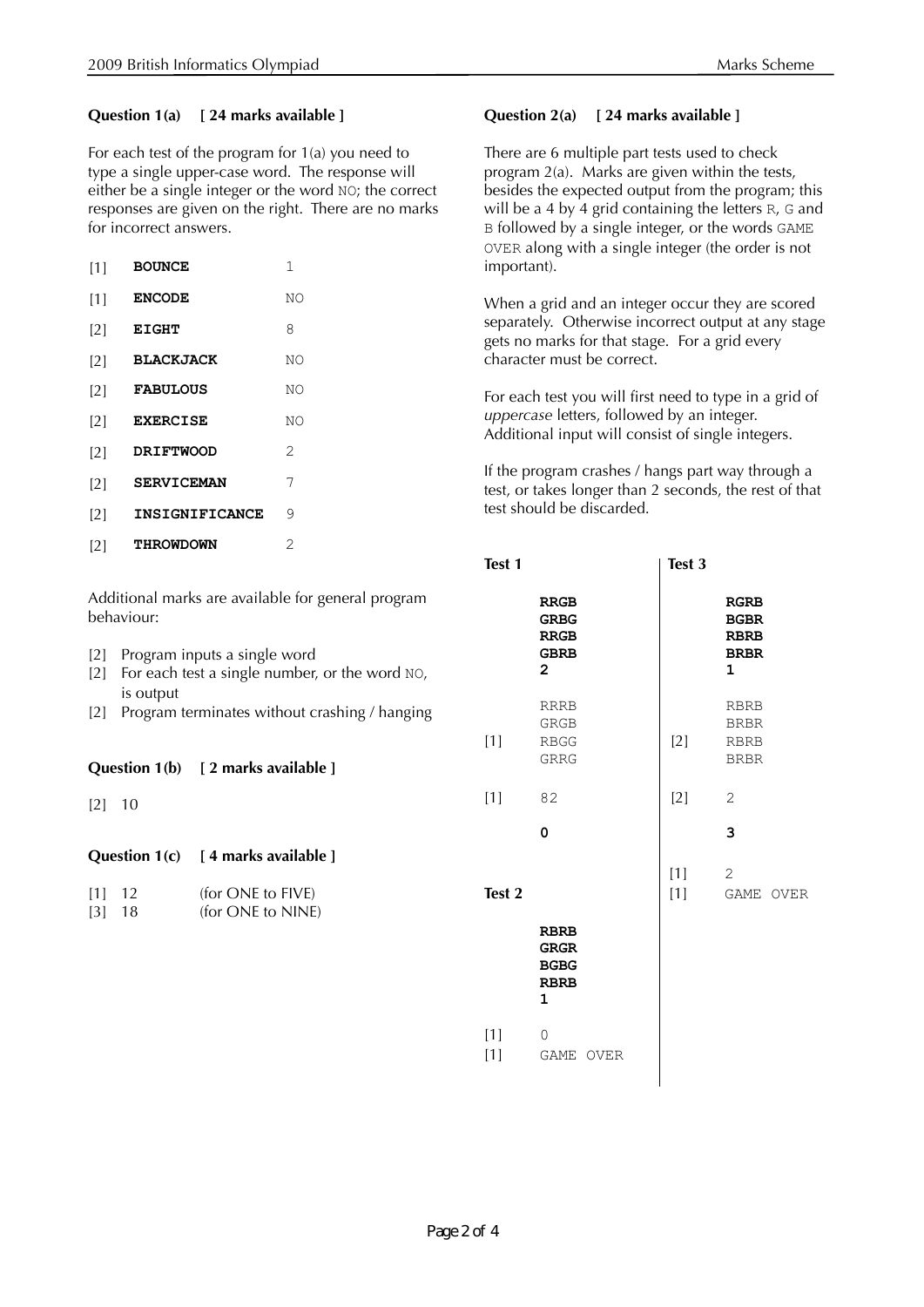### Question 1(a) [ 24 marks available ]

For each test of the program for 1(a) you need to type a single upper-case word. The response will either be a single integer or the word `NO`; the correct responses are given on the right. There are no marks for incorrect answers.

| Marks | Input | Response |
|---|---|---|
| [1] | **BOUNCE** | 1 |
| [1] | **ENCODE** | NO |
| [2] | **EIGHT** | 8 |
| [2] | **BLACKJACK** | NO |
| [2] | **FABULOUS** | NO |
| [2] | **EXERCISE** | NO |
| [2] | **DRIFTWOOD** | 2 |
| [2] | **SERVICEMAN** | 7 |
| [2] | **INSIGNIFICANCE** | 9 |
| [2] | **THROWDOWN** | 2 |

Additional marks are available for general program behaviour:

- [2] Program inputs a single word
- [2] For each test a single number, or the word `NO`, is output
- [2] Program terminates without crashing / hanging

### Question 1(b) [ 2 marks available ]

[2] 10

### Question 1(c) [ 4 marks available ]

[1] 12 (for ONE to FIVE)
[3] 18 (for ONE to NINE)

### Question 2(a) [ 24 marks available ]

There are 6 multiple part tests used to check program 2(a). Marks are given within the tests, besides the expected output from the program; this will be a 4 by 4 grid containing the letters `R`, `G` and `B` followed by a single integer, or the words `GAME OVER` along with a single integer (the order is not important).

When a grid and an integer occur they are scored separately. Otherwise incorrect output at any stage gets no marks for that stage. For a grid every character must be correct.

For each test you will first need to type in a grid of *uppercase* letters, followed by an integer. Additional input will consist of single integers.

If the program crashes / hangs part way through a test, or takes longer than 2 seconds, the rest of that test should be discarded.

**Test 1**

**Input:**
```
RRGB
GRBG
RRGB
GBRB
2
```

[1]
```
RRRB
GRGB
RBGG
GRRG
```

[1] 82

**Input:** **0**

**Test 2**

**Input:**
```
RBRB
GRGR
BGBG
RBRB
1
```

[1] 0
[1] GAME OVER

**Test 3**

**Input:**
```
RGRB
BGBR
RBRB
BRBR
1
```

[2]
```
RBRB
BRBR
RBRB
BRBR
```

[2] 2

**Input:** **3**

[1] 2
[1] GAME OVER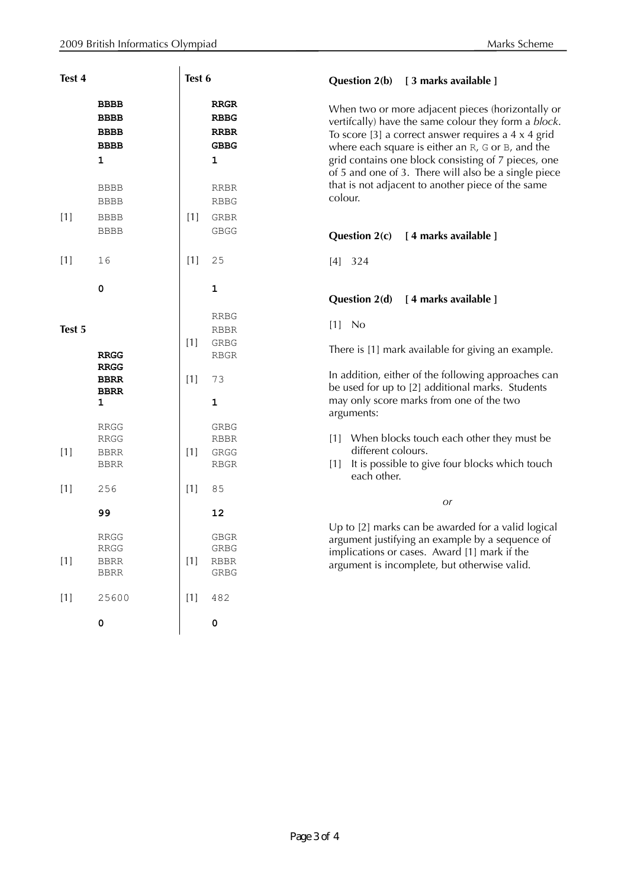**Test 4**

**BBBB**
**BBBB**
**BBBB**
**BBBB**
**1**

[1]
```
BBBB
BBBB
BBBB
BBBB
```

[1] 16

**0**

**Test 5**

**RRGG**
**RRGG**
**BBRR**
**BBRR**
**1**

[1]
```
RRGG
RRGG
BBRR
BBRR
```

[1] 256

**99**

[1]
```
RRGG
RRGG
BBRR
BBRR
```

[1] 25600

**0**

**Test 6**

**RRGR**
**RBBG**
**RRBR**
**GBBG**
**1**

[1]
```
RRBR
RBBG
GRBR
GBGG
```

[1] 25

**1**

[1]
```
RRBG
RBBR
GRBG
RBGR
```

[1] 73

**1**

[1]
```
GRBG
RBBR
GRGG
RBGR
```

[1] 85

**12**

[1]
```
GBGR
GRBG
RBBR
GRBG
```

[1] 482

**0**

**Question 2(b) [ 3 marks available ]**

When two or more adjacent pieces (horizontally or vertifcally) have the same colour they form a *block*. To score [3] a correct answer requires a 4 x 4 grid where each square is either an R, G or B, and the grid contains one block consisting of 7 pieces, one of 5 and one of 3. There will also be a single piece that is not adjacent to another piece of the same colour.

**Question 2(c) [ 4 marks available ]**

[4] 324

**Question 2(d) [ 4 marks available ]**

[1] No

There is [1] mark available for giving an example.

In addition, either of the following approaches can be used for up to [2] additional marks. Students may only score marks from one of the two arguments:

- [1] When blocks touch each other they must be different colours.
- [1] It is possible to give four blocks which touch each other.

*or*

Up to [2] marks can be awarded for a valid logical argument justifying an example by a sequence of implications or cases. Award [1] mark if the argument is incomplete, but otherwise valid.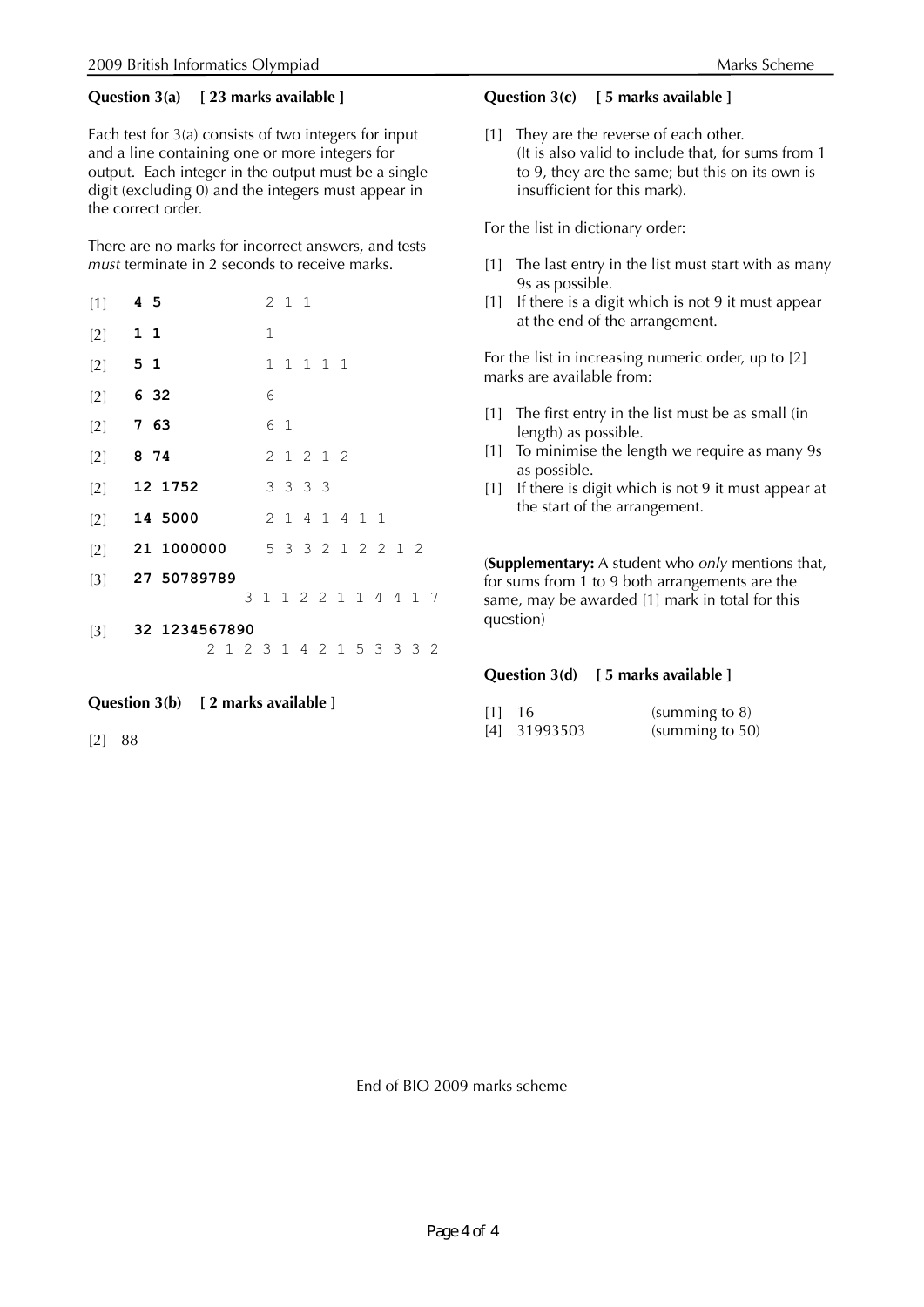### Question 3(a) [ 23 marks available ]

Each test for 3(a) consists of two integers for input and a line containing one or more integers for output. Each integer in the output must be a single digit (excluding 0) and the integers must appear in the correct order.

There are no marks for incorrect answers, and tests *must* terminate in 2 seconds to receive marks.

| | | |
|---|---|---|
| [1] | **4 5** | 2 1 1 |
| [2] | **1 1** | 1 |
| [2] | **5 1** | 1 1 1 1 1 |
| [2] | **6 32** | 6 |
| [2] | **7 63** | 6 1 |
| [2] | **8 74** | 2 1 2 1 2 |
| [2] | **12 1752** | 3 3 3 3 |
| [2] | **14 5000** | 2 1 4 1 4 1 1 |
| [2] | **21 1000000** | 5 3 3 2 1 2 2 1 2 |
| [3] | **27 50789789** | 3 1 1 2 2 1 1 4 4 1 7 |
| [3] | **32 1234567890** | 2 1 2 3 1 4 2 1 5 3 3 3 2 |

### Question 3(b) [ 2 marks available ]

[2] 88

### Question 3(c) [ 5 marks available ]

[1] They are the reverse of each other.
(It is also valid to include that, for sums from 1 to 9, they are the same; but this on its own is insufficient for this mark).

For the list in dictionary order:

[1] The last entry in the list must start with as many 9s as possible.
[1] If there is a digit which is not 9 it must appear at the end of the arrangement.

For the list in increasing numeric order, up to [2] marks are available from:

[1] The first entry in the list must be as small (in length) as possible.
[1] To minimise the length we require as many 9s as possible.
[1] If there is digit which is not 9 it must appear at the start of the arrangement.

(**Supplementary:** A student who *only* mentions that, for sums from 1 to 9 both arrangements are the same, may be awarded [1] mark in total for this question)

### Question 3(d) [ 5 marks available ]

| | | |
|---|---|---|
| [1] | 16 | (summing to 8) |
| [4] | 31993503 | (summing to 50) |

End of BIO 2009 marks scheme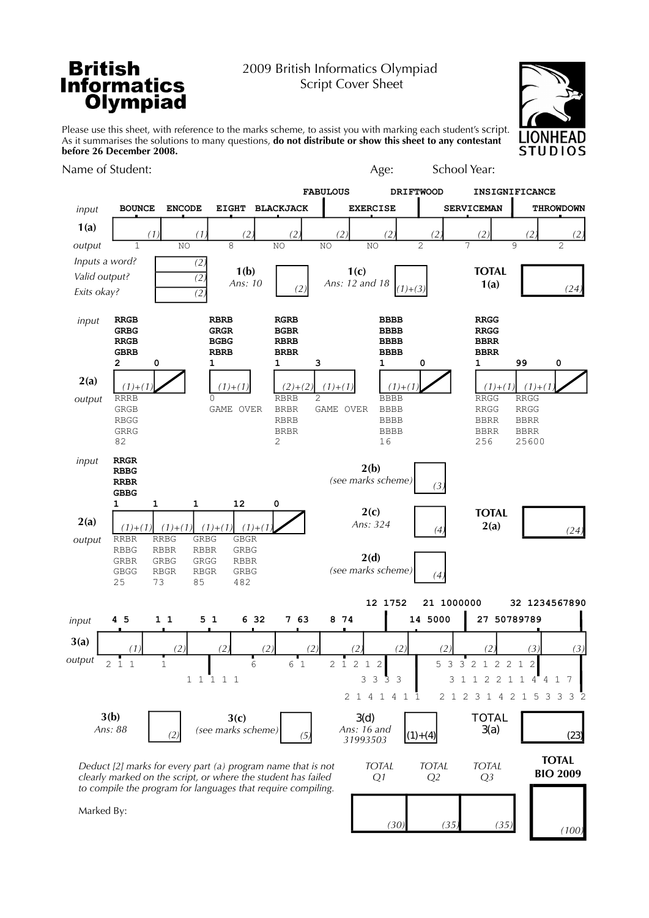# British Informatics Olympiad

2009 British Informatics Olympiad
Script Cover Sheet

LIONHEAD STUDIOS

Please use this sheet, with reference to the marks scheme, to assist you with marking each student's script. As it summarises the solutions to many questions, **do not distribute or show this sheet to any contestant before 26 December 2008.**

Name of Student: Age: School Year:

## Question 1

**1(a)**

| input | BOUNCE | ENCODE | EIGHT | BLACKJACK | FABULOUS | EXERCISE | DRIFTWOOD | SERVICEMAN | INSIGNIFICANCE | THROWDOWN |
|---|---|---|---|---|---|---|---|---|---|---|
| marks | (1) | (1) | (2) | (2) | (2) | (2) | (2) | (2) | (2) | (2) |
| output | 1 | NO | 8 | NO | NO | NO | 2 | 7 | 9 | 2 |

| | |
|---|---|
| *Inputs a word?* | (2) |
| *Valid output?* | (2) |
| *Exits okay?* | (2) |

**1(b)** *Ans: 10* (2)

**1(c)** *Ans: 12 and 18* (1)+(3)

**TOTAL 1(a)** (24)

## Question 2

**2(a)**

| input | output | marks |
|---|---|---|
| RRGB GRBG RRGB GBRB 2 0 | RRRB GRGB RBGG GRRG 82 | (1)+(1) |
| RBRB GRGR BGBG RBRB 1 | 0 GAME OVER | (1)+(1) |
| RGRB BGBR RBRB BRBR 1 3 | RBRB BRBR RBRB BRBR 2 / 2 GAME OVER | (2)+(2) / (1)+(1) |
| BBBB BBBB BBBB BBBB 1 0 | BBBB BBBB BBBB BBBB 16 | (1)+(1) |
| RRGG RRGG BBRR BBRR 1 99 0 | RRGG RRGG BBRR BBRR 256 / RRGG RRGG BBRR BBRR 25600 | (1)+(1) / (1)+(1) |
| RRGR RBBG RRBR GBBG 1 1 1 12 0 | RRBR RBBG GRBR GBGG 25 / RRBG RBBR GRBG RBGR 73 / GRBG RBBR GRGG RBGR 85 / GBGR GRBG RBBR GRBG 482 | (1)+(1) / (1)+(1) / (1)+(1) / (1)+(1) |

**2(b)** *(see marks scheme)* (3)

**2(c)** *Ans: 324* (4)

**2(d)** *(see marks scheme)* (4)

**TOTAL 2(a)** (24)

## Question 3

**3(a)**

| input | marks | output |
|---|---|---|
| 4 5 | (1) | 2 1 1 |
| 1 1 | (2) | 1 |
| 5 1 | (2) | 1 1 1 1 1 |
| 6 32 | (2) | 6 |
| 7 63 | (2) | 6 1 |
| 8 74 | (2) | 2 1 2 1 2 |
| 12 1752 | (2) | 3 3 3 3 |
| 14 5000 | (2) | 2 1 4 1 4 1 1 |
| 21 1000000 | (2) | 5 3 3 2 1 2 2 1 2 |
| 27 50789789 | (3) | 3 1 1 2 2 1 1 4 4 1 7 |
| 32 1234567890 | (3) | 2 1 2 3 1 4 2 1 5 3 3 3 2 |

**3(b)** *Ans: 88* (2)

**3(c)** *(see marks scheme)* (5)

**3(d)** *Ans: 16 and 31993503* (1)+(4)

**TOTAL 3(a)** (23)

*Deduct [2] marks for every part (a) program name that is not clearly marked on the script, or where the student has failed to compile the program for languages that require compiling.*

| TOTAL Q1 | TOTAL Q2 | TOTAL Q3 | TOTAL BIO 2009 |
|---|---|---|---|
| (30) | (35) | (35) | (100) |

Marked By: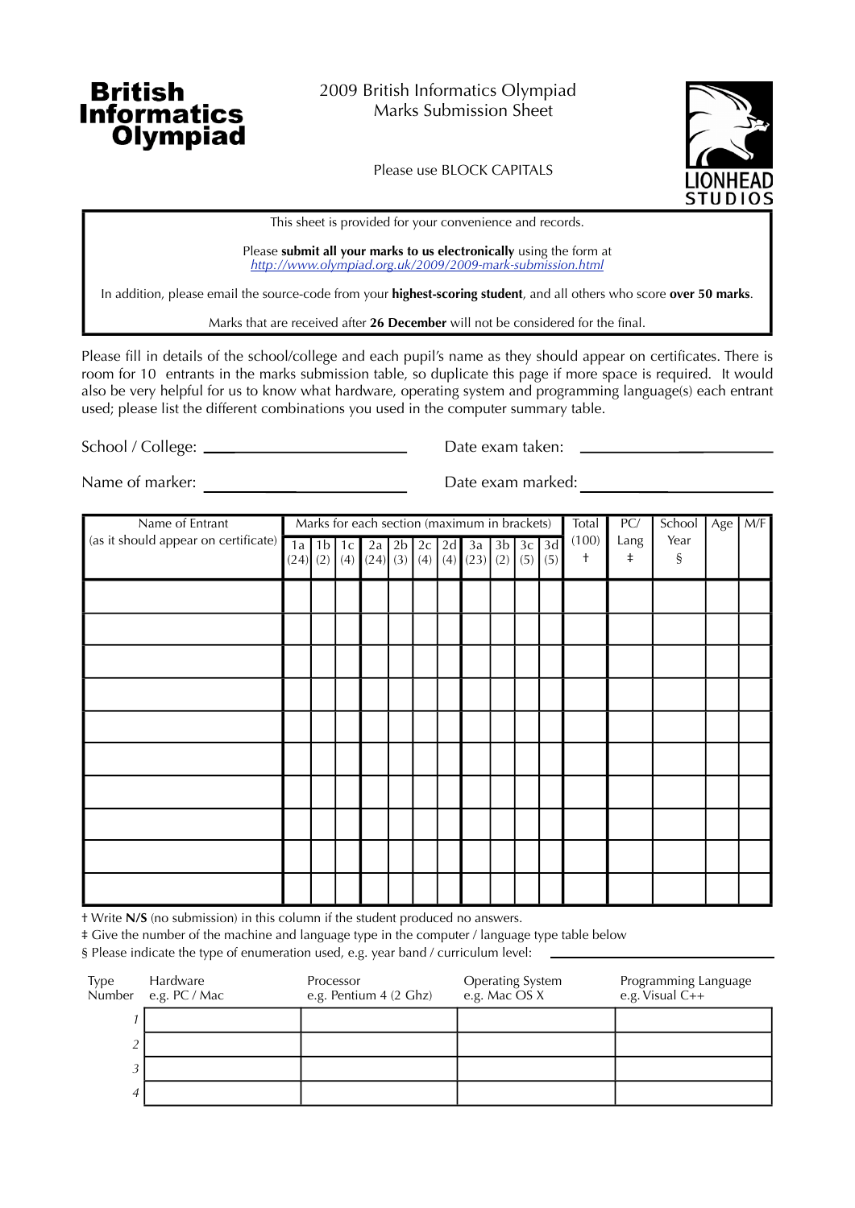**British Informatics Olympiad**

# 2009 British Informatics Olympiad
## Marks Submission Sheet

Please use BLOCK CAPITALS

LIONHEAD STUDIOS

---

This sheet is provided for your convenience and records.

Please **submit all your marks to us electronically** using the form at
*http://www.olympiad.org.uk/2009/2009-mark-submission.html*

In addition, please email the source-code from your **highest-scoring student**, and all others who score **over 50 marks**.

Marks that are received after **26 December** will not be considered for the final.

---

Please fill in details of the school/college and each pupil's name as they should appear on certificates. There is room for 10 entrants in the marks submission table, so duplicate this page if more space is required. It would also be very helpful for us to know what hardware, operating system and programming language(s) each entrant used; please list the different combinations you used in the computer summary table.

School / College: ________________________ Date exam taken: ________________________

Name of marker: ________________________ Date exam marked: ________________________

| Name of Entrant (as it should appear on certificate) | Marks for each section (maximum in brackets) | | | | | | | | | | | Total (100) † | PC/ Lang ‡ | School Year § | Age | M/F |
|---|---|---|---|---|---|---|---|---|---|---|---|---|---|---|---|---|
| | 1a (24) | 1b (2) | 1c (4) | 2a (24) | 2b (3) | 2c (4) | 2d (4) | 3a (23) | 3b (2) | 3c (5) | 3d (5) | | | | | |
| | | | | | | | | | | | | | | | | |
| | | | | | | | | | | | | | | | | |
| | | | | | | | | | | | | | | | | |
| | | | | | | | | | | | | | | | | |
| | | | | | | | | | | | | | | | | |
| | | | | | | | | | | | | | | | | |
| | | | | | | | | | | | | | | | | |
| | | | | | | | | | | | | | | | | |
| | | | | | | | | | | | | | | | | |
| | | | | | | | | | | | | | | | | |

† Write **N/S** (no submission) in this column if the student produced no answers.

‡ Give the number of the machine and language type in the computer / language type table below

§ Please indicate the type of enumeration used, e.g. year band / curriculum level: ________________________

| Type Number | Hardware e.g. PC / Mac | Processor e.g. Pentium 4 (2 Ghz) | Operating System e.g. Mac OS X | Programming Language e.g. Visual C++ |
|---|---|---|---|---|
| *1* | | | | |
| *2* | | | | |
| *3* | | | | |
| *4* | | | | |